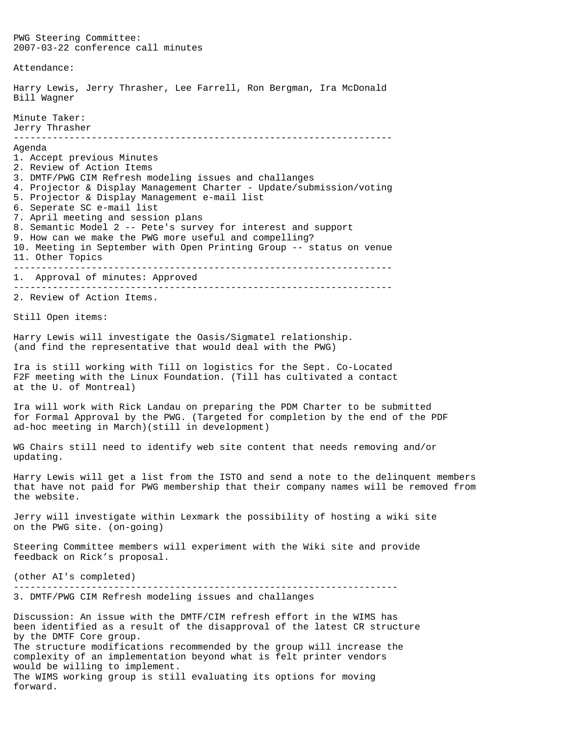PWG Steering Committee:
2007-03-22 conference call minutes

Attendance:

Harry Lewis, Jerry Thrasher, Lee Farrell, Ron Bergman, Ira McDonald
Bill Wagner

Minute Taker:
Jerry Thrasher

---

Agenda

1. Accept previous Minutes
2. Review of Action Items
3. DMTF/PWG CIM Refresh modeling issues and challanges
4. Projector & Display Management Charter - Update/submission/voting
5. Projector & Display Management e-mail list
6. Seperate SC e-mail list
7. April meeting and session plans
8. Semantic Model 2 -- Pete's survey for interest and support
9. How can we make the PWG more useful and compelling?
10. Meeting in September with Open Printing Group -- status on venue
11. Other Topics

---

1. Approval of minutes: Approved

---

2. Review of Action Items.

Still Open items:

Harry Lewis will investigate the Oasis/Sigmatel relationship.
(and find the representative that would deal with the PWG)

Ira is still working with Till on logistics for the Sept. Co-Located F2F meeting with the Linux Foundation. (Till has cultivated a contact at the U. of Montreal)

Ira will work with Rick Landau on preparing the PDM Charter to be submitted for Formal Approval by the PWG. (Targeted for completion by the end of the PDF ad-hoc meeting in March)(still in development)

WG Chairs still need to identify web site content that needs removing and/or updating.

Harry Lewis will get a list from the ISTO and send a note to the delinquent members that have not paid for PWG membership that their company names will be removed from the website.

Jerry will investigate within Lexmark the possibility of hosting a wiki site on the PWG site. (on-going)

Steering Committee members will experiment with the Wiki site and provide feedback on Rick's proposal.

(other AI's completed)

---

3. DMTF/PWG CIM Refresh modeling issues and challanges

Discussion: An issue with the DMTF/CIM refresh effort in the WIMS has been identified as a result of the disapproval of the latest CR structure by the DMTF Core group.
The structure modifications recommended by the group will increase the complexity of an implementation beyond what is felt printer vendors would be willing to implement.
The WIMS working group is still evaluating its options for moving forward.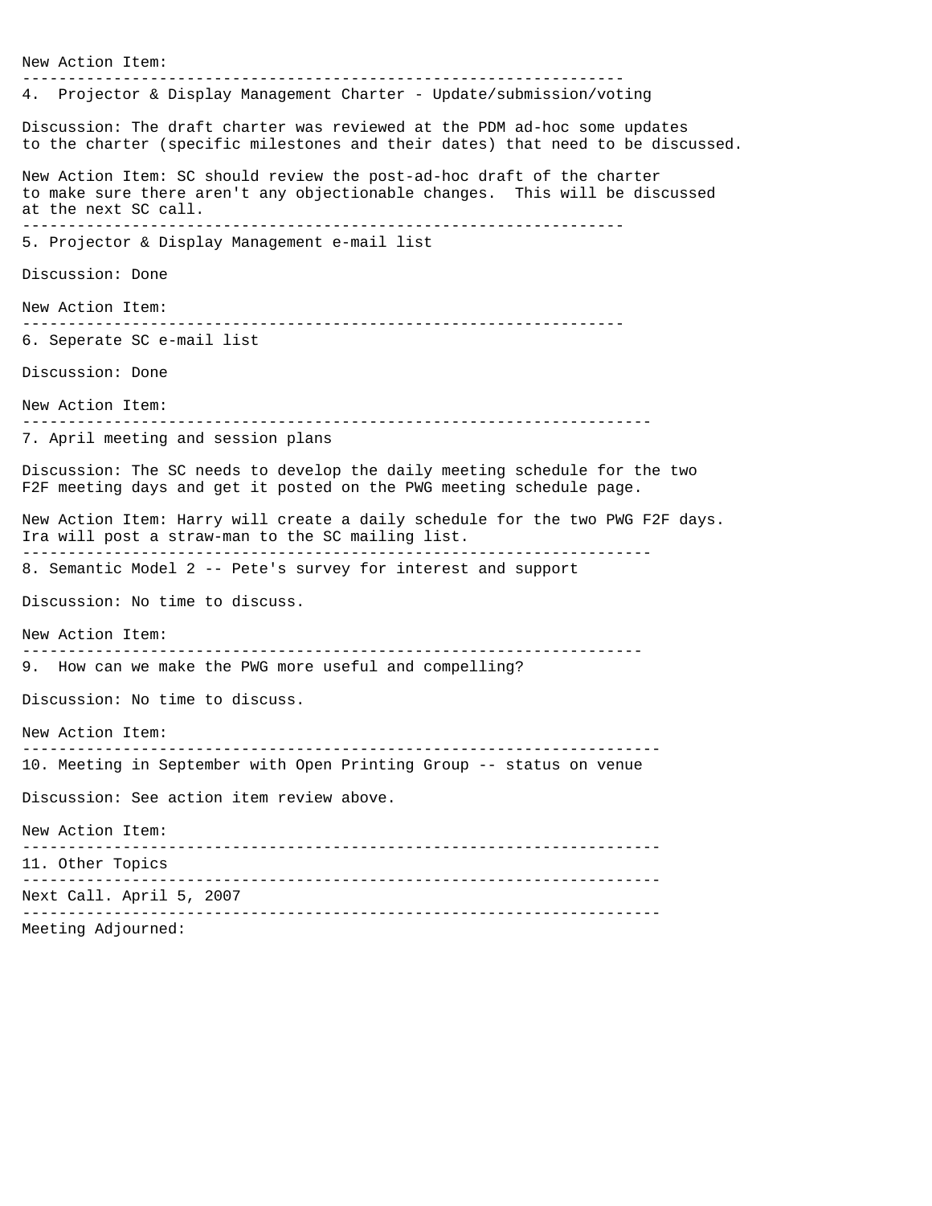New Action Item:

---

4. Projector & Display Management Charter - Update/submission/voting

Discussion: The draft charter was reviewed at the PDM ad-hoc some updates to the charter (specific milestones and their dates) that need to be discussed.

New Action Item: SC should review the post-ad-hoc draft of the charter to make sure there aren't any objectionable changes. This will be discussed at the next SC call.

---

5. Projector & Display Management e-mail list

Discussion: Done

New Action Item:

---

6. Seperate SC e-mail list

Discussion: Done

New Action Item:

---

7. April meeting and session plans

Discussion: The SC needs to develop the daily meeting schedule for the two F2F meeting days and get it posted on the PWG meeting schedule page.

New Action Item: Harry will create a daily schedule for the two PWG F2F days. Ira will post a straw-man to the SC mailing list.

---

8. Semantic Model 2 -- Pete's survey for interest and support

Discussion: No time to discuss.

New Action Item:

---

9. How can we make the PWG more useful and compelling?

Discussion: No time to discuss.

New Action Item:

---

10. Meeting in September with Open Printing Group -- status on venue

Discussion: See action item review above.

New Action Item:

---

11. Other Topics

---

Next Call. April 5, 2007

---

Meeting Adjourned: